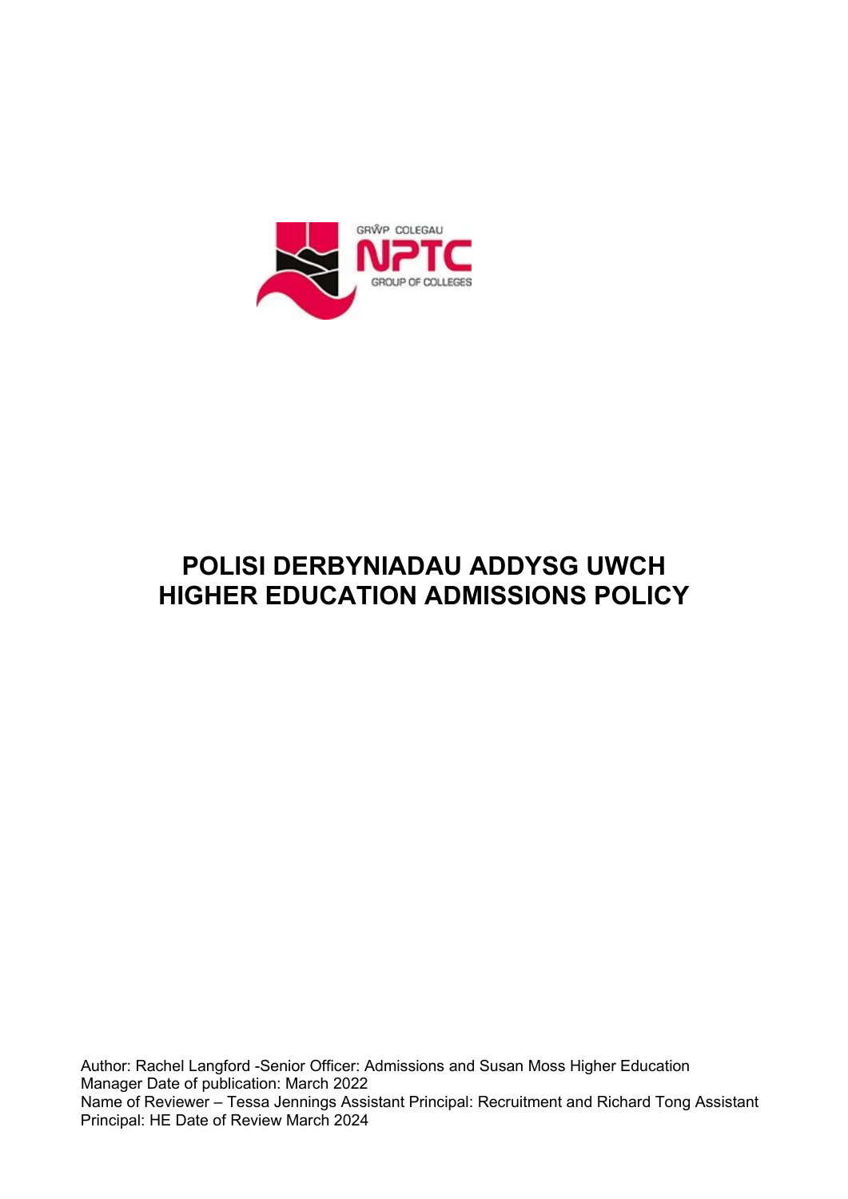# POLISI DERBYNIADAU ADDYSG UWCH
# HIGHER EDUCATION ADMISSIONS POLICY

Author: Rachel Langford -Senior Officer: Admissions and Susan Moss Higher Education Manager Date of publication: March 2022
Name of Reviewer – Tessa Jennings Assistant Principal: Recruitment and Richard Tong Assistant Principal: HE Date of Review March 2024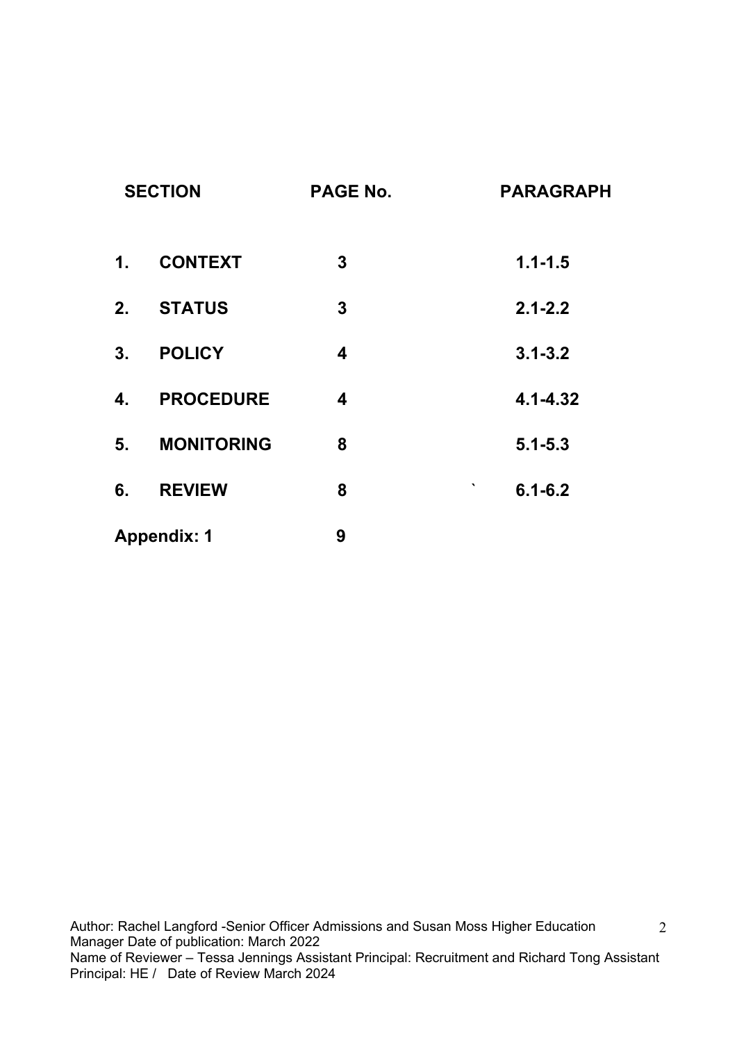| SECTION | | PAGE No. | PARAGRAPH |
| --- | --- | --- | --- |
| 1. | CONTEXT | 3 | 1.1-1.5 |
| 2. | STATUS | 3 | 2.1-2.2 |
| 3. | POLICY | 4 | 3.1-3.2 |
| 4. | PROCEDURE | 4 | 4.1-4.32 |
| 5. | MONITORING | 8 | 5.1-5.3 |
| 6. | REVIEW | 8 | 6.1-6.2 |
| Appendix: 1 | | 9 | |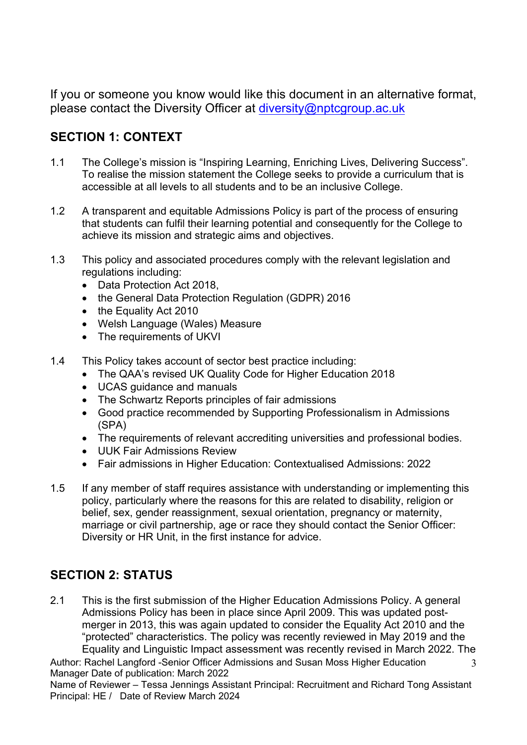If you or someone you know would like this document in an alternative format, please contact the Diversity Officer at diversity@nptcgroup.ac.uk

## SECTION 1: CONTEXT

1.1 The College's mission is "Inspiring Learning, Enriching Lives, Delivering Success". To realise the mission statement the College seeks to provide a curriculum that is accessible at all levels to all students and to be an inclusive College.

1.2 A transparent and equitable Admissions Policy is part of the process of ensuring that students can fulfil their learning potential and consequently for the College to achieve its mission and strategic aims and objectives.

1.3 This policy and associated procedures comply with the relevant legislation and regulations including:
- Data Protection Act 2018,
- the General Data Protection Regulation (GDPR) 2016
- the Equality Act 2010
- Welsh Language (Wales) Measure
- The requirements of UKVI

1.4 This Policy takes account of sector best practice including:
- The QAA's revised UK Quality Code for Higher Education 2018
- UCAS guidance and manuals
- The Schwartz Reports principles of fair admissions
- Good practice recommended by Supporting Professionalism in Admissions (SPA)
- The requirements of relevant accrediting universities and professional bodies.
- UUK Fair Admissions Review
- Fair admissions in Higher Education: Contextualised Admissions: 2022

1.5 If any member of staff requires assistance with understanding or implementing this policy, particularly where the reasons for this are related to disability, religion or belief, sex, gender reassignment, sexual orientation, pregnancy or maternity, marriage or civil partnership, age or race they should contact the Senior Officer: Diversity or HR Unit, in the first instance for advice.

## SECTION 2: STATUS

2.1 This is the first submission of the Higher Education Admissions Policy. A general Admissions Policy has been in place since April 2009. This was updated post-merger in 2013, this was again updated to consider the Equality Act 2010 and the "protected" characteristics. The policy was recently reviewed in May 2019 and the Equality and Linguistic Impact assessment was recently revised in March 2022. The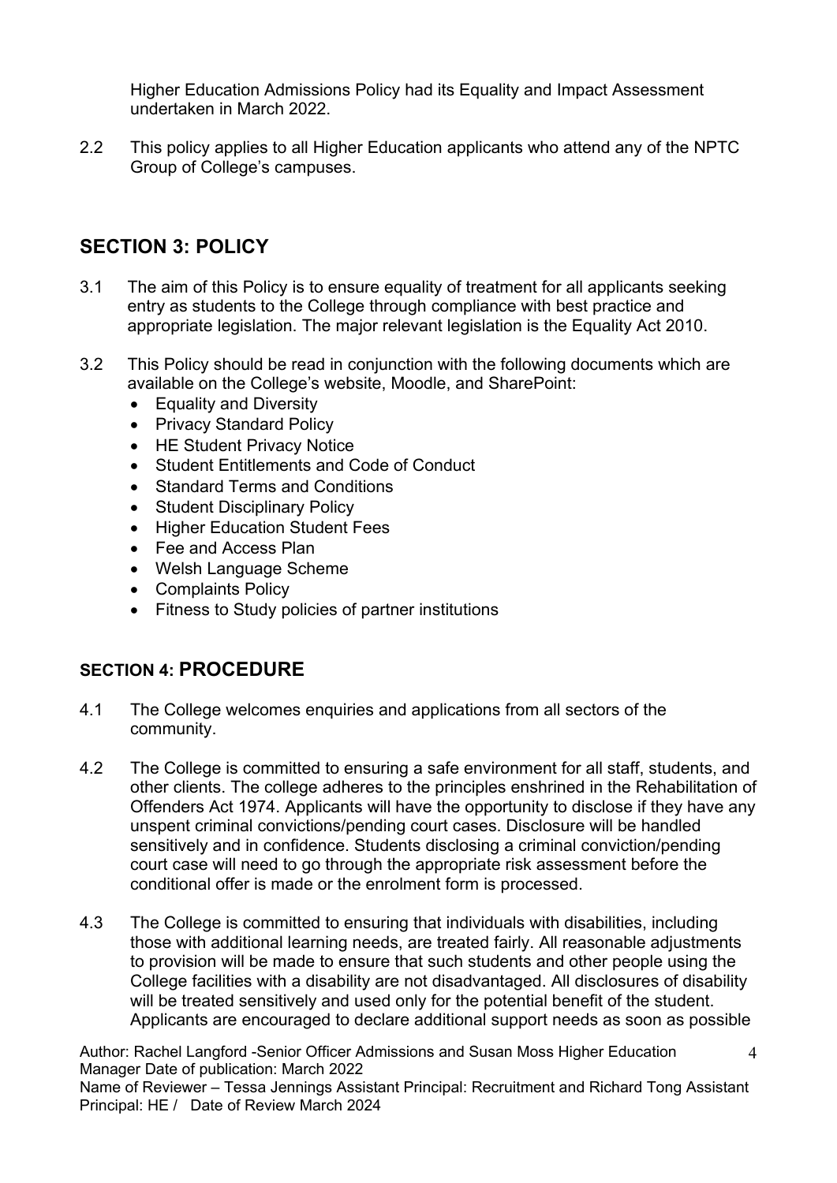Higher Education Admissions Policy had its Equality and Impact Assessment undertaken in March 2022.

2.2 This policy applies to all Higher Education applicants who attend any of the NPTC Group of College's campuses.

## SECTION 3: POLICY

3.1 The aim of this Policy is to ensure equality of treatment for all applicants seeking entry as students to the College through compliance with best practice and appropriate legislation. The major relevant legislation is the Equality Act 2010.

3.2 This Policy should be read in conjunction with the following documents which are available on the College's website, Moodle, and SharePoint:

- Equality and Diversity
- Privacy Standard Policy
- HE Student Privacy Notice
- Student Entitlements and Code of Conduct
- Standard Terms and Conditions
- Student Disciplinary Policy
- Higher Education Student Fees
- Fee and Access Plan
- Welsh Language Scheme
- Complaints Policy
- Fitness to Study policies of partner institutions

## SECTION 4: PROCEDURE

4.1 The College welcomes enquiries and applications from all sectors of the community.

4.2 The College is committed to ensuring a safe environment for all staff, students, and other clients. The college adheres to the principles enshrined in the Rehabilitation of Offenders Act 1974. Applicants will have the opportunity to disclose if they have any unspent criminal convictions/pending court cases. Disclosure will be handled sensitively and in confidence. Students disclosing a criminal conviction/pending court case will need to go through the appropriate risk assessment before the conditional offer is made or the enrolment form is processed.

4.3 The College is committed to ensuring that individuals with disabilities, including those with additional learning needs, are treated fairly. All reasonable adjustments to provision will be made to ensure that such students and other people using the College facilities with a disability are not disadvantaged. All disclosures of disability will be treated sensitively and used only for the potential benefit of the student. Applicants are encouraged to declare additional support needs as soon as possible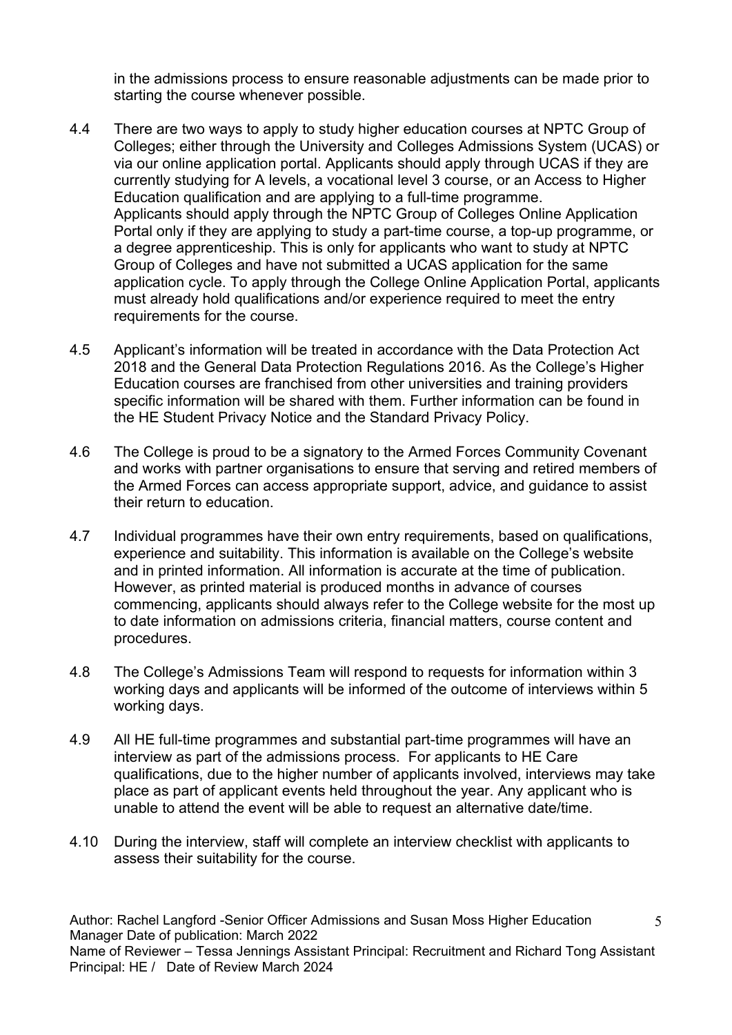in the admissions process to ensure reasonable adjustments can be made prior to starting the course whenever possible.

4.4 There are two ways to apply to study higher education courses at NPTC Group of Colleges; either through the University and Colleges Admissions System (UCAS) or via our online application portal. Applicants should apply through UCAS if they are currently studying for A levels, a vocational level 3 course, or an Access to Higher Education qualification and are applying to a full-time programme.
Applicants should apply through the NPTC Group of Colleges Online Application Portal only if they are applying to study a part-time course, a top-up programme, or a degree apprenticeship. This is only for applicants who want to study at NPTC Group of Colleges and have not submitted a UCAS application for the same application cycle. To apply through the College Online Application Portal, applicants must already hold qualifications and/or experience required to meet the entry requirements for the course.

4.5 Applicant's information will be treated in accordance with the Data Protection Act 2018 and the General Data Protection Regulations 2016. As the College's Higher Education courses are franchised from other universities and training providers specific information will be shared with them. Further information can be found in the HE Student Privacy Notice and the Standard Privacy Policy.

4.6 The College is proud to be a signatory to the Armed Forces Community Covenant and works with partner organisations to ensure that serving and retired members of the Armed Forces can access appropriate support, advice, and guidance to assist their return to education.

4.7 Individual programmes have their own entry requirements, based on qualifications, experience and suitability. This information is available on the College's website and in printed information. All information is accurate at the time of publication. However, as printed material is produced months in advance of courses commencing, applicants should always refer to the College website for the most up to date information on admissions criteria, financial matters, course content and procedures.

4.8 The College's Admissions Team will respond to requests for information within 3 working days and applicants will be informed of the outcome of interviews within 5 working days.

4.9 All HE full-time programmes and substantial part-time programmes will have an interview as part of the admissions process. For applicants to HE Care qualifications, due to the higher number of applicants involved, interviews may take place as part of applicant events held throughout the year. Any applicant who is unable to attend the event will be able to request an alternative date/time.

4.10 During the interview, staff will complete an interview checklist with applicants to assess their suitability for the course.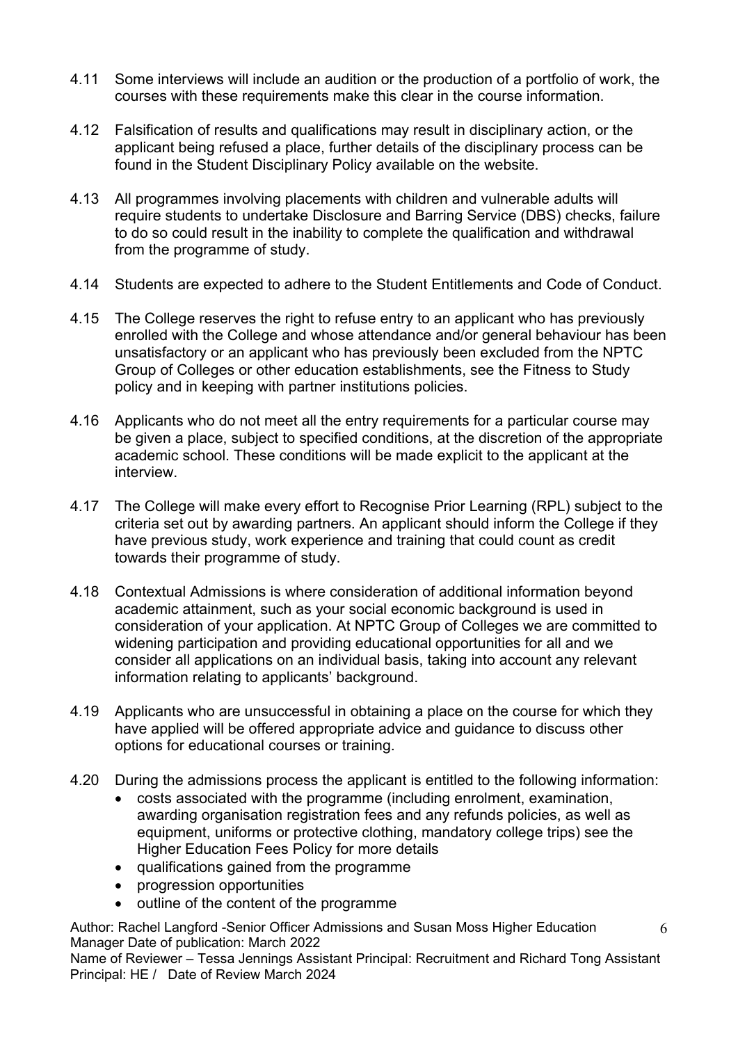4.11 Some interviews will include an audition or the production of a portfolio of work, the courses with these requirements make this clear in the course information.

4.12 Falsification of results and qualifications may result in disciplinary action, or the applicant being refused a place, further details of the disciplinary process can be found in the Student Disciplinary Policy available on the website.

4.13 All programmes involving placements with children and vulnerable adults will require students to undertake Disclosure and Barring Service (DBS) checks, failure to do so could result in the inability to complete the qualification and withdrawal from the programme of study.

4.14 Students are expected to adhere to the Student Entitlements and Code of Conduct.

4.15 The College reserves the right to refuse entry to an applicant who has previously enrolled with the College and whose attendance and/or general behaviour has been unsatisfactory or an applicant who has previously been excluded from the NPTC Group of Colleges or other education establishments, see the Fitness to Study policy and in keeping with partner institutions policies.

4.16 Applicants who do not meet all the entry requirements for a particular course may be given a place, subject to specified conditions, at the discretion of the appropriate academic school. These conditions will be made explicit to the applicant at the interview.

4.17 The College will make every effort to Recognise Prior Learning (RPL) subject to the criteria set out by awarding partners. An applicant should inform the College if they have previous study, work experience and training that could count as credit towards their programme of study.

4.18 Contextual Admissions is where consideration of additional information beyond academic attainment, such as your social economic background is used in consideration of your application. At NPTC Group of Colleges we are committed to widening participation and providing educational opportunities for all and we consider all applications on an individual basis, taking into account any relevant information relating to applicants' background.

4.19 Applicants who are unsuccessful in obtaining a place on the course for which they have applied will be offered appropriate advice and guidance to discuss other options for educational courses or training.

4.20 During the admissions process the applicant is entitled to the following information:

- costs associated with the programme (including enrolment, examination, awarding organisation registration fees and any refunds policies, as well as equipment, uniforms or protective clothing, mandatory college trips) see the Higher Education Fees Policy for more details
- qualifications gained from the programme
- progression opportunities
- outline of the content of the programme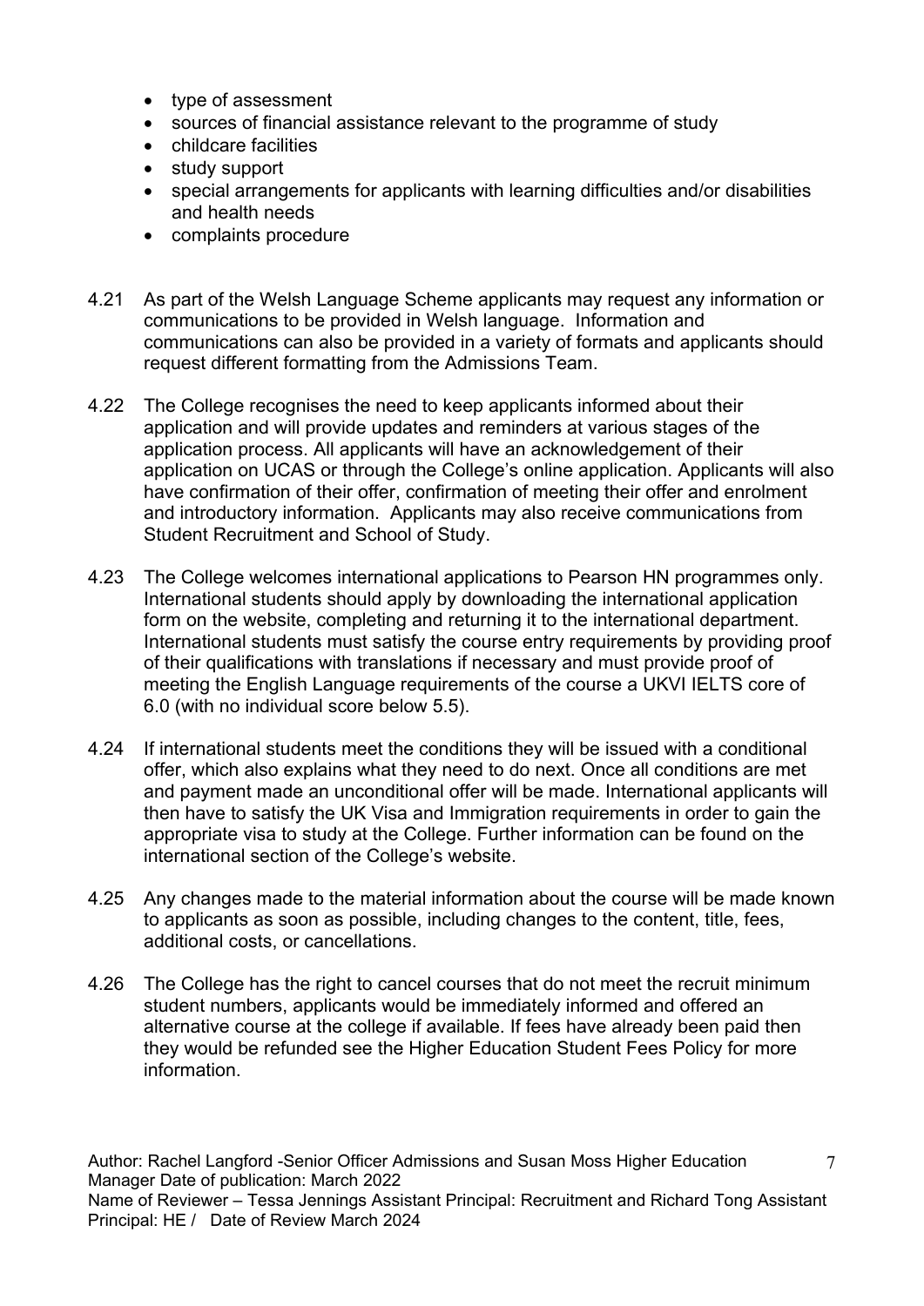- type of assessment
- sources of financial assistance relevant to the programme of study
- childcare facilities
- study support
- special arrangements for applicants with learning difficulties and/or disabilities and health needs
- complaints procedure

4.21 As part of the Welsh Language Scheme applicants may request any information or communications to be provided in Welsh language. Information and communications can also be provided in a variety of formats and applicants should request different formatting from the Admissions Team.

4.22 The College recognises the need to keep applicants informed about their application and will provide updates and reminders at various stages of the application process. All applicants will have an acknowledgement of their application on UCAS or through the College's online application. Applicants will also have confirmation of their offer, confirmation of meeting their offer and enrolment and introductory information. Applicants may also receive communications from Student Recruitment and School of Study.

4.23 The College welcomes international applications to Pearson HN programmes only. International students should apply by downloading the international application form on the website, completing and returning it to the international department. International students must satisfy the course entry requirements by providing proof of their qualifications with translations if necessary and must provide proof of meeting the English Language requirements of the course a UKVI IELTS core of 6.0 (with no individual score below 5.5).

4.24 If international students meet the conditions they will be issued with a conditional offer, which also explains what they need to do next. Once all conditions are met and payment made an unconditional offer will be made. International applicants will then have to satisfy the UK Visa and Immigration requirements in order to gain the appropriate visa to study at the College. Further information can be found on the international section of the College's website.

4.25 Any changes made to the material information about the course will be made known to applicants as soon as possible, including changes to the content, title, fees, additional costs, or cancellations.

4.26 The College has the right to cancel courses that do not meet the recruit minimum student numbers, applicants would be immediately informed and offered an alternative course at the college if available. If fees have already been paid then they would be refunded see the Higher Education Student Fees Policy for more information.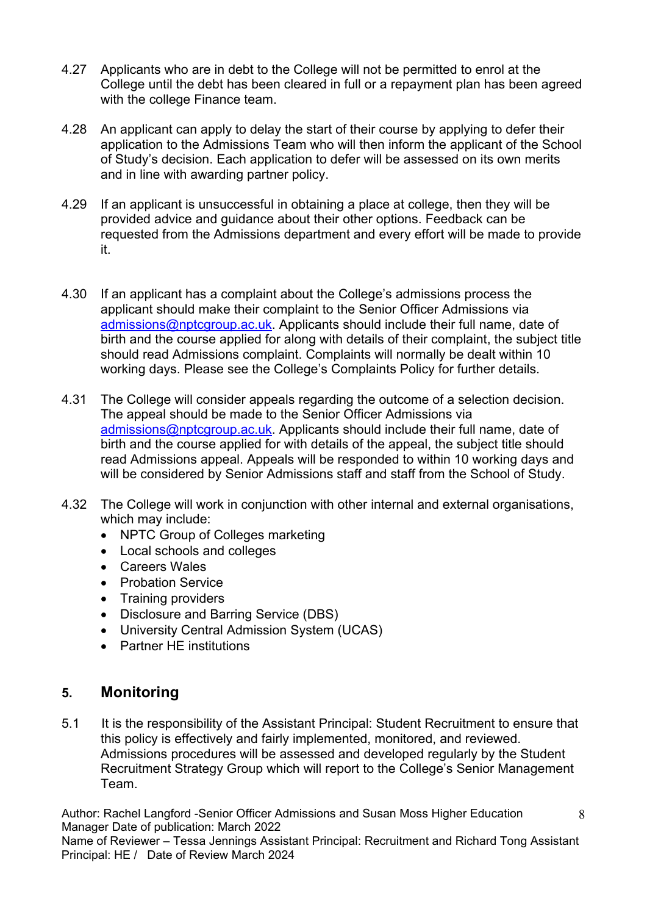4.27 Applicants who are in debt to the College will not be permitted to enrol at the College until the debt has been cleared in full or a repayment plan has been agreed with the college Finance team.

4.28 An applicant can apply to delay the start of their course by applying to defer their application to the Admissions Team who will then inform the applicant of the School of Study's decision. Each application to defer will be assessed on its own merits and in line with awarding partner policy.

4.29 If an applicant is unsuccessful in obtaining a place at college, then they will be provided advice and guidance about their other options. Feedback can be requested from the Admissions department and every effort will be made to provide it.

4.30 If an applicant has a complaint about the College's admissions process the applicant should make their complaint to the Senior Officer Admissions via admissions@nptcgroup.ac.uk. Applicants should include their full name, date of birth and the course applied for along with details of their complaint, the subject title should read Admissions complaint. Complaints will normally be dealt within 10 working days. Please see the College's Complaints Policy for further details.

4.31 The College will consider appeals regarding the outcome of a selection decision. The appeal should be made to the Senior Officer Admissions via admissions@nptcgroup.ac.uk. Applicants should include their full name, date of birth and the course applied for with details of the appeal, the subject title should read Admissions appeal. Appeals will be responded to within 10 working days and will be considered by Senior Admissions staff and staff from the School of Study.

4.32 The College will work in conjunction with other internal and external organisations, which may include:

- NPTC Group of Colleges marketing
- Local schools and colleges
- Careers Wales
- Probation Service
- Training providers
- Disclosure and Barring Service (DBS)
- University Central Admission System (UCAS)
- Partner HE institutions

## 5. Monitoring

5.1 It is the responsibility of the Assistant Principal: Student Recruitment to ensure that this policy is effectively and fairly implemented, monitored, and reviewed. Admissions procedures will be assessed and developed regularly by the Student Recruitment Strategy Group which will report to the College's Senior Management Team.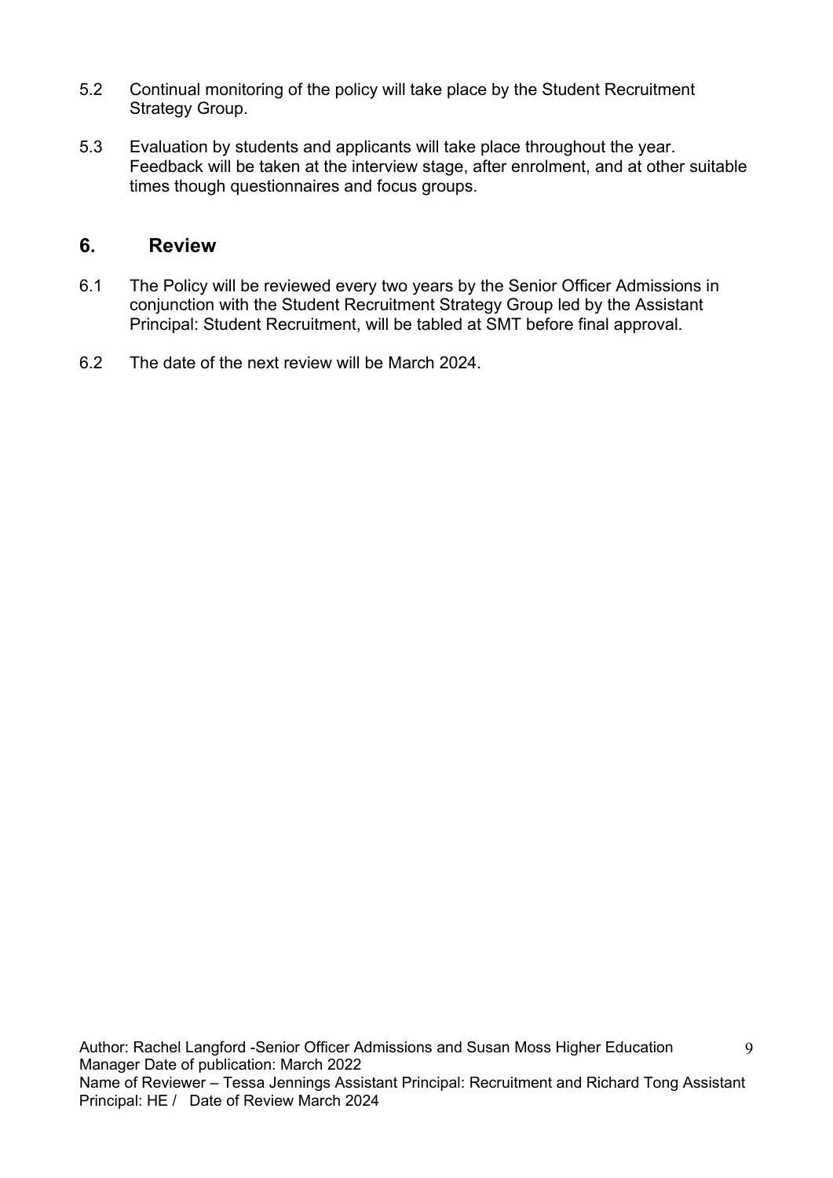5.2 Continual monitoring of the policy will take place by the Student Recruitment Strategy Group.

5.3 Evaluation by students and applicants will take place throughout the year. Feedback will be taken at the interview stage, after enrolment, and at other suitable times though questionnaires and focus groups.

## 6. Review

6.1 The Policy will be reviewed every two years by the Senior Officer Admissions in conjunction with the Student Recruitment Strategy Group led by the Assistant Principal: Student Recruitment, will be tabled at SMT before final approval.

6.2 The date of the next review will be March 2024.